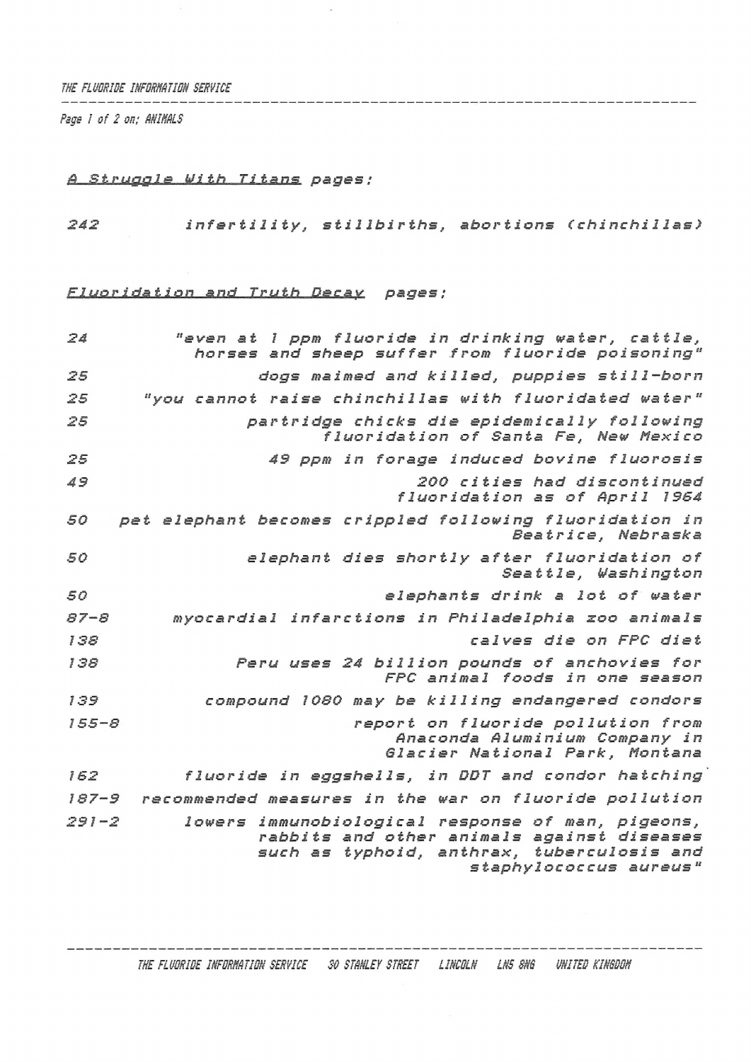## ANIMALS

*A Struggle With Titans* pages:

| | |
|---|---|
| 242 | infertility, stillbirths, abortions (chinchillas) |

*Fluoridation and Truth Decay* pages:

| | |
|---|---|
| 24 | "even at 1 ppm fluoride in drinking water, cattle, horses and sheep suffer from fluoride poisoning" |
| 25 | dogs maimed and killed, puppies still-born |
| 25 | "you cannot raise chinchillas with fluoridated water" |
| 25 | partridge chicks die epidemically following fluoridation of Santa Fe, New Mexico |
| 25 | 49 ppm in forage induced bovine fluorosis |
| 49 | 200 cities had discontinued fluoridation as of April 1964 |
| 50 | pet elephant becomes crippled following fluoridation in Beatrice, Nebraska |
| 50 | elephant dies shortly after fluoridation of Seattle, Washington |
| 50 | elephants drink a lot of water |
| 87-8 | myocardial infarctions in Philadelphia zoo animals |
| 138 | calves die on FPC diet |
| 138 | Peru uses 24 billion pounds of anchovies for FPC animal foods in one season |
| 139 | compound 1080 may be killing endangered condors |
| 155-8 | report on fluoride pollution from Anaconda Aluminium Company in Glacier National Park, Montana |
| 162 | fluoride in eggshells, in DDT and condor hatching |
| 187-9 | recommended measures in the war on fluoride pollution |
| 291-2 | lowers immunobiological response of man, pigeons, rabbits and other animals against diseases such as typhoid, anthrax, tuberculosis and staphylococcus aureus" |

THE FLUORIDE INFORMATION SERVICE 30 STANLEY STREET LINCOLN LN5 8NG UNITED KINGDOM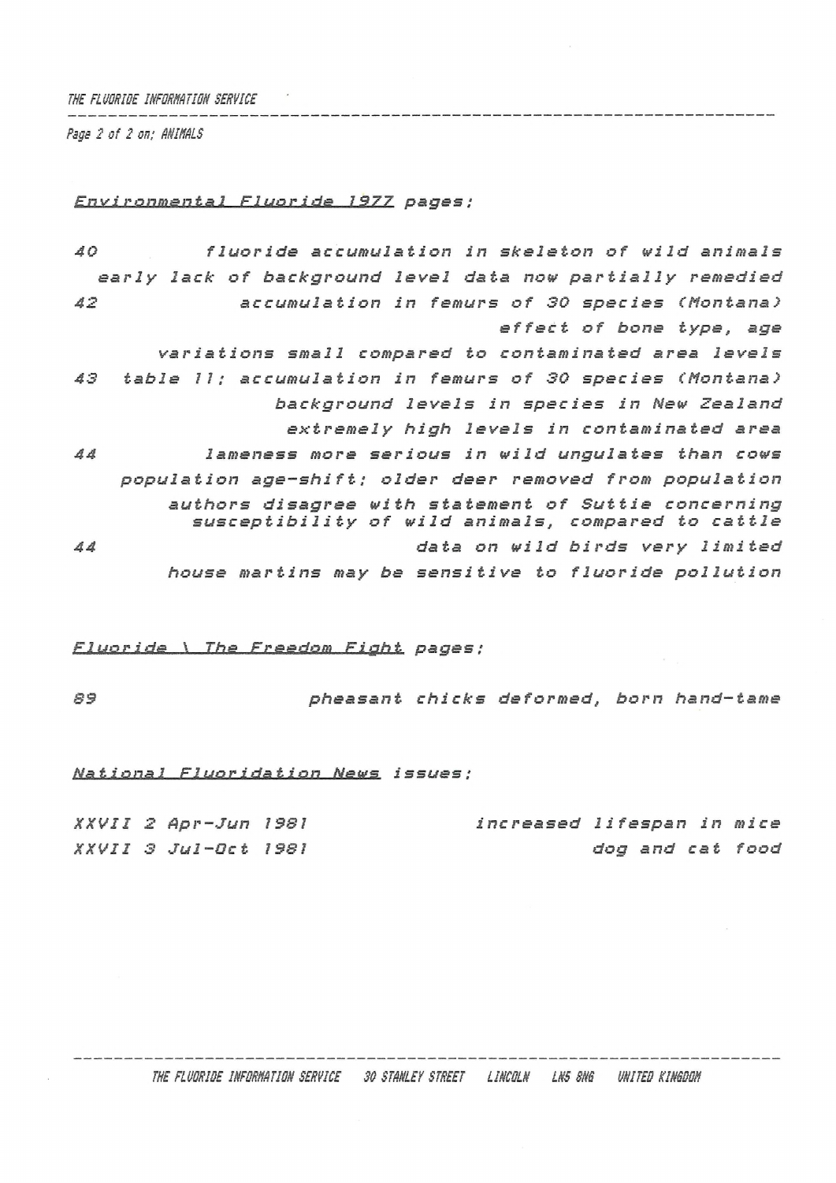*Environmental Fluoride 1977* pages:

| | |
|---|---|
| 40 | fluoride accumulation in skeleton of wild animals |
| | early lack of background level data now partially remedied |
| 42 | accumulation in femurs of 30 species (Montana) |
| | effect of bone type, age |
| | variations small compared to contaminated area levels |
| 43 | table 11; accumulation in femurs of 30 species (Montana) |
| | background levels in species in New Zealand |
| | extremely high levels in contaminated area |
| 44 | lameness more serious in wild ungulates than cows |
| | population age-shift; older deer removed from population |
| | authors disagree with statement of Suttie concerning susceptibility of wild animals, compared to cattle |
| 44 | data on wild birds very limited |
| | house martins may be sensitive to fluoride pollution |

*Fluoride \ The Freedom Fight* pages:

| | |
|---|---|
| 89 | pheasant chicks deformed, born hand-tame |

*National Fluoridation News* issues:

| | |
|---|---|
| XXVII 2 Apr-Jun 1981 | increased lifespan in mice |
| XXVII 3 Jul-Oct 1981 | dog and cat food |